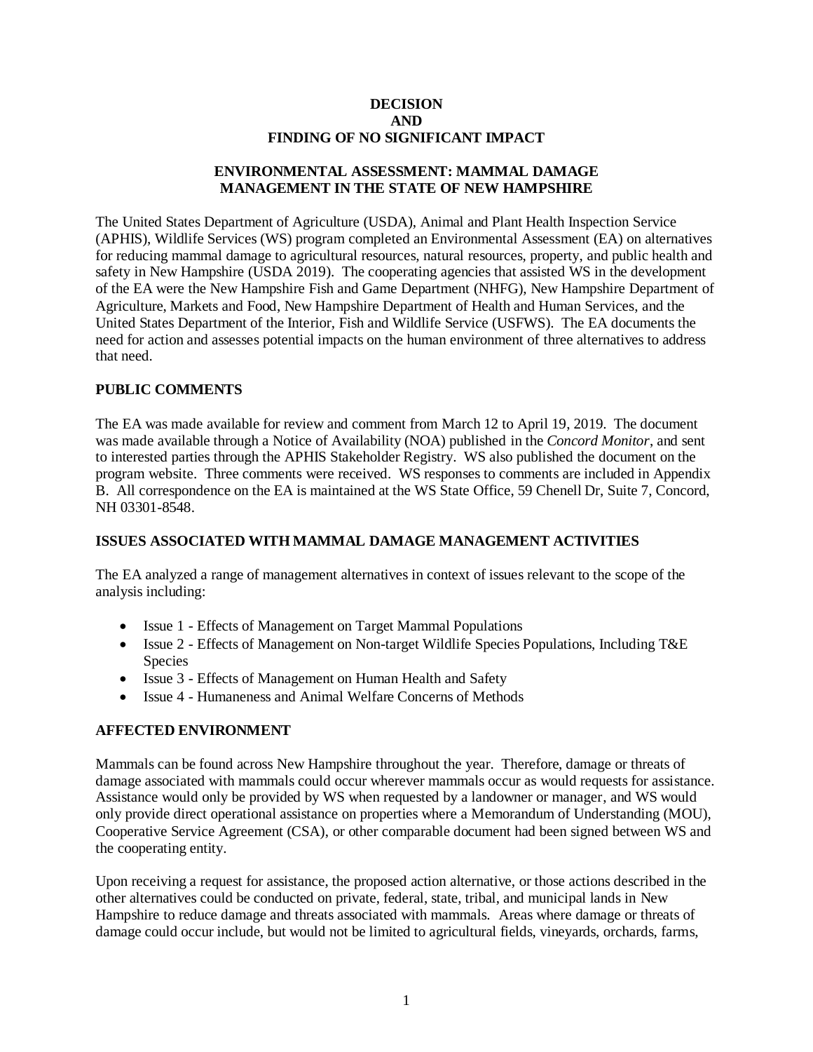# DECISION AND FINDING OF NO SIGNIFICANT IMPACT

## ENVIRONMENTAL ASSESSMENT: MAMMAL DAMAGE MANAGEMENT IN THE STATE OF NEW HAMPSHIRE

The United States Department of Agriculture (USDA), Animal and Plant Health Inspection Service (APHIS), Wildlife Services (WS) program completed an Environmental Assessment (EA) on alternatives for reducing mammal damage to agricultural resources, natural resources, property, and public health and safety in New Hampshire (USDA 2019). The cooperating agencies that assisted WS in the development of the EA were the New Hampshire Fish and Game Department (NHFG), New Hampshire Department of Agriculture, Markets and Food, New Hampshire Department of Health and Human Services, and the United States Department of the Interior, Fish and Wildlife Service (USFWS). The EA documents the need for action and assesses potential impacts on the human environment of three alternatives to address that need.

## PUBLIC COMMENTS

The EA was made available for review and comment from March 12 to April 19, 2019. The document was made available through a Notice of Availability (NOA) published in the *Concord Monitor*, and sent to interested parties through the APHIS Stakeholder Registry. WS also published the document on the program website. Three comments were received. WS responses to comments are included in Appendix B. All correspondence on the EA is maintained at the WS State Office, 59 Chenell Dr, Suite 7, Concord, NH 03301-8548.

## ISSUES ASSOCIATED WITH MAMMAL DAMAGE MANAGEMENT ACTIVITIES

The EA analyzed a range of management alternatives in context of issues relevant to the scope of the analysis including:

- Issue 1 - Effects of Management on Target Mammal Populations
- Issue 2 - Effects of Management on Non-target Wildlife Species Populations, Including T&E Species
- Issue 3 - Effects of Management on Human Health and Safety
- Issue 4 - Humaneness and Animal Welfare Concerns of Methods

## AFFECTED ENVIRONMENT

Mammals can be found across New Hampshire throughout the year. Therefore, damage or threats of damage associated with mammals could occur wherever mammals occur as would requests for assistance. Assistance would only be provided by WS when requested by a landowner or manager, and WS would only provide direct operational assistance on properties where a Memorandum of Understanding (MOU), Cooperative Service Agreement (CSA), or other comparable document had been signed between WS and the cooperating entity.

Upon receiving a request for assistance, the proposed action alternative, or those actions described in the other alternatives could be conducted on private, federal, state, tribal, and municipal lands in New Hampshire to reduce damage and threats associated with mammals. Areas where damage or threats of damage could occur include, but would not be limited to agricultural fields, vineyards, orchards, farms,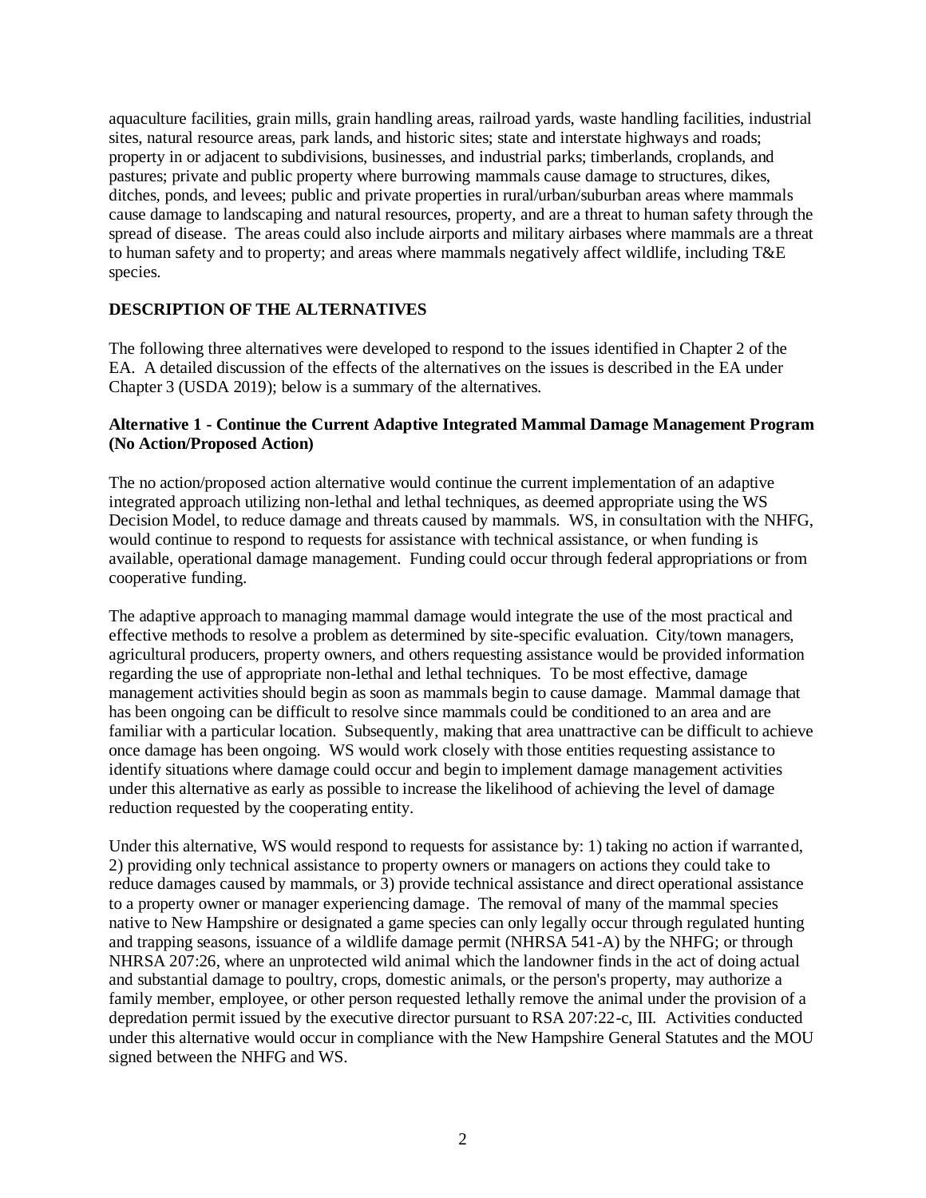aquaculture facilities, grain mills, grain handling areas, railroad yards, waste handling facilities, industrial sites, natural resource areas, park lands, and historic sites; state and interstate highways and roads; property in or adjacent to subdivisions, businesses, and industrial parks; timberlands, croplands, and pastures; private and public property where burrowing mammals cause damage to structures, dikes, ditches, ponds, and levees; public and private properties in rural/urban/suburban areas where mammals cause damage to landscaping and natural resources, property, and are a threat to human safety through the spread of disease. The areas could also include airports and military airbases where mammals are a threat to human safety and to property; and areas where mammals negatively affect wildlife, including T&E species.

## DESCRIPTION OF THE ALTERNATIVES

The following three alternatives were developed to respond to the issues identified in Chapter 2 of the EA. A detailed discussion of the effects of the alternatives on the issues is described in the EA under Chapter 3 (USDA 2019); below is a summary of the alternatives.

### Alternative 1 - Continue the Current Adaptive Integrated Mammal Damage Management Program (No Action/Proposed Action)

The no action/proposed action alternative would continue the current implementation of an adaptive integrated approach utilizing non-lethal and lethal techniques, as deemed appropriate using the WS Decision Model, to reduce damage and threats caused by mammals. WS, in consultation with the NHFG, would continue to respond to requests for assistance with technical assistance, or when funding is available, operational damage management. Funding could occur through federal appropriations or from cooperative funding.

The adaptive approach to managing mammal damage would integrate the use of the most practical and effective methods to resolve a problem as determined by site-specific evaluation. City/town managers, agricultural producers, property owners, and others requesting assistance would be provided information regarding the use of appropriate non-lethal and lethal techniques. To be most effective, damage management activities should begin as soon as mammals begin to cause damage. Mammal damage that has been ongoing can be difficult to resolve since mammals could be conditioned to an area and are familiar with a particular location. Subsequently, making that area unattractive can be difficult to achieve once damage has been ongoing. WS would work closely with those entities requesting assistance to identify situations where damage could occur and begin to implement damage management activities under this alternative as early as possible to increase the likelihood of achieving the level of damage reduction requested by the cooperating entity.

Under this alternative, WS would respond to requests for assistance by: 1) taking no action if warranted, 2) providing only technical assistance to property owners or managers on actions they could take to reduce damages caused by mammals, or 3) provide technical assistance and direct operational assistance to a property owner or manager experiencing damage. The removal of many of the mammal species native to New Hampshire or designated a game species can only legally occur through regulated hunting and trapping seasons, issuance of a wildlife damage permit (NHRSA 541-A) by the NHFG; or through NHRSA 207:26, where an unprotected wild animal which the landowner finds in the act of doing actual and substantial damage to poultry, crops, domestic animals, or the person's property, may authorize a family member, employee, or other person requested lethally remove the animal under the provision of a depredation permit issued by the executive director pursuant to RSA 207:22-c, III. Activities conducted under this alternative would occur in compliance with the New Hampshire General Statutes and the MOU signed between the NHFG and WS.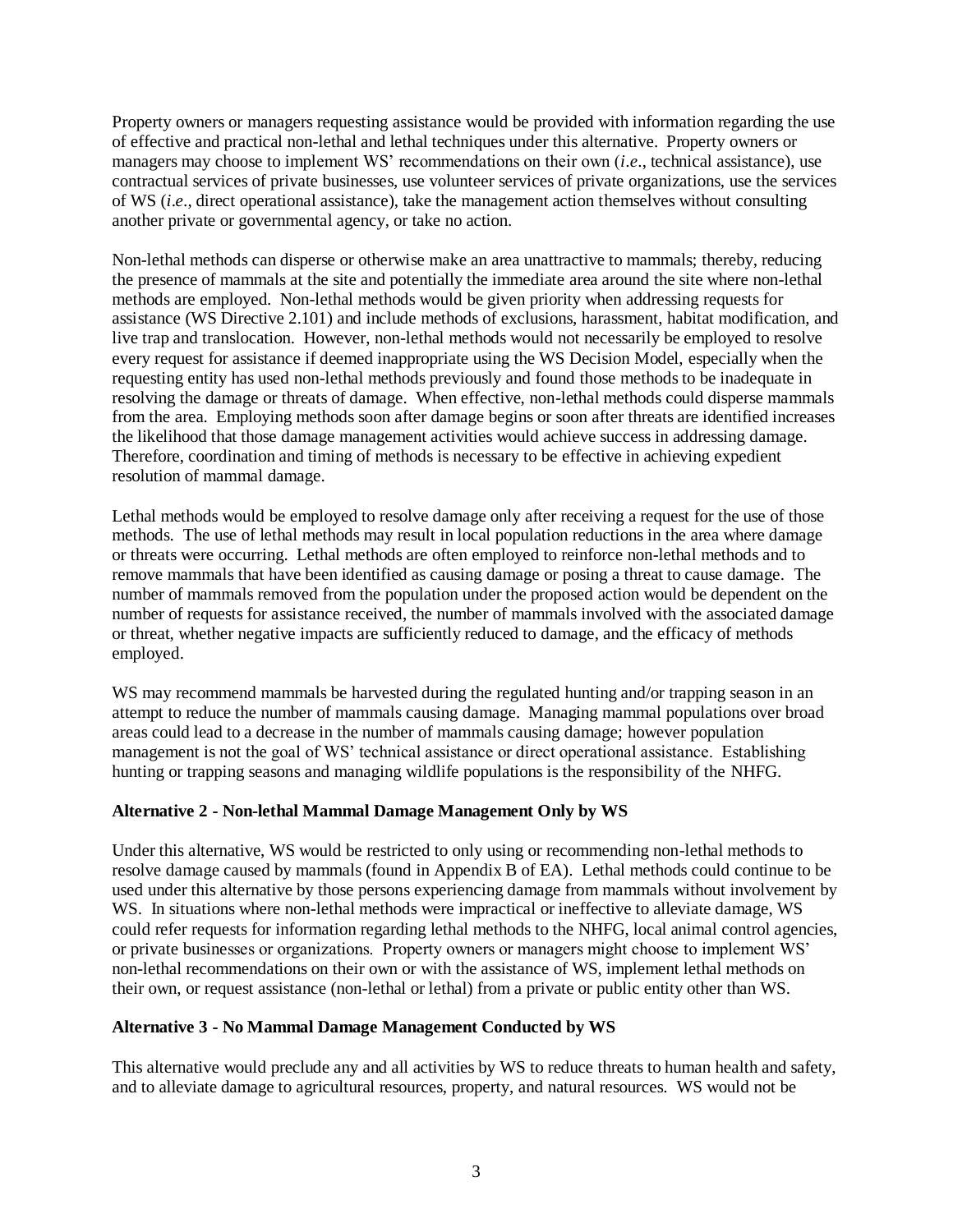Property owners or managers requesting assistance would be provided with information regarding the use of effective and practical non-lethal and lethal techniques under this alternative. Property owners or managers may choose to implement WS' recommendations on their own (*i.e*., technical assistance), use contractual services of private businesses, use volunteer services of private organizations, use the services of WS (*i.e*., direct operational assistance), take the management action themselves without consulting another private or governmental agency, or take no action.

Non-lethal methods can disperse or otherwise make an area unattractive to mammals; thereby, reducing the presence of mammals at the site and potentially the immediate area around the site where non-lethal methods are employed. Non-lethal methods would be given priority when addressing requests for assistance (WS Directive 2.101) and include methods of exclusions, harassment, habitat modification, and live trap and translocation. However, non-lethal methods would not necessarily be employed to resolve every request for assistance if deemed inappropriate using the WS Decision Model, especially when the requesting entity has used non-lethal methods previously and found those methods to be inadequate in resolving the damage or threats of damage. When effective, non-lethal methods could disperse mammals from the area. Employing methods soon after damage begins or soon after threats are identified increases the likelihood that those damage management activities would achieve success in addressing damage. Therefore, coordination and timing of methods is necessary to be effective in achieving expedient resolution of mammal damage.

Lethal methods would be employed to resolve damage only after receiving a request for the use of those methods. The use of lethal methods may result in local population reductions in the area where damage or threats were occurring. Lethal methods are often employed to reinforce non-lethal methods and to remove mammals that have been identified as causing damage or posing a threat to cause damage. The number of mammals removed from the population under the proposed action would be dependent on the number of requests for assistance received, the number of mammals involved with the associated damage or threat, whether negative impacts are sufficiently reduced to damage, and the efficacy of methods employed.

WS may recommend mammals be harvested during the regulated hunting and/or trapping season in an attempt to reduce the number of mammals causing damage. Managing mammal populations over broad areas could lead to a decrease in the number of mammals causing damage; however population management is not the goal of WS' technical assistance or direct operational assistance. Establishing hunting or trapping seasons and managing wildlife populations is the responsibility of the NHFG.

**Alternative 2 - Non-lethal Mammal Damage Management Only by WS**

Under this alternative, WS would be restricted to only using or recommending non-lethal methods to resolve damage caused by mammals (found in Appendix B of EA). Lethal methods could continue to be used under this alternative by those persons experiencing damage from mammals without involvement by WS. In situations where non-lethal methods were impractical or ineffective to alleviate damage, WS could refer requests for information regarding lethal methods to the NHFG, local animal control agencies, or private businesses or organizations. Property owners or managers might choose to implement WS' non-lethal recommendations on their own or with the assistance of WS, implement lethal methods on their own, or request assistance (non-lethal or lethal) from a private or public entity other than WS.

**Alternative 3 - No Mammal Damage Management Conducted by WS**

This alternative would preclude any and all activities by WS to reduce threats to human health and safety, and to alleviate damage to agricultural resources, property, and natural resources. WS would not be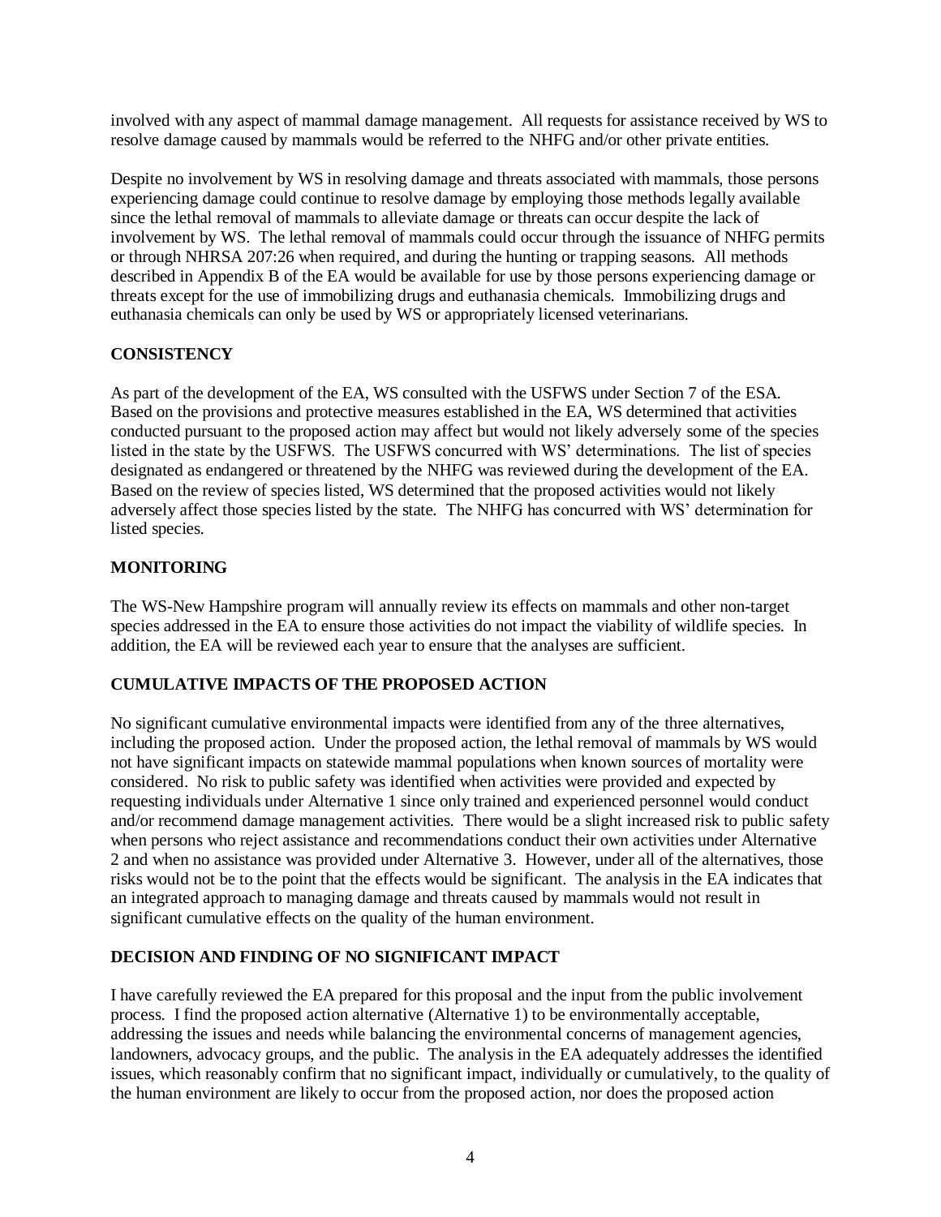involved with any aspect of mammal damage management. All requests for assistance received by WS to resolve damage caused by mammals would be referred to the NHFG and/or other private entities.

Despite no involvement by WS in resolving damage and threats associated with mammals, those persons experiencing damage could continue to resolve damage by employing those methods legally available since the lethal removal of mammals to alleviate damage or threats can occur despite the lack of involvement by WS. The lethal removal of mammals could occur through the issuance of NHFG permits or through NHRSA 207:26 when required, and during the hunting or trapping seasons. All methods described in Appendix B of the EA would be available for use by those persons experiencing damage or threats except for the use of immobilizing drugs and euthanasia chemicals. Immobilizing drugs and euthanasia chemicals can only be used by WS or appropriately licensed veterinarians.

## CONSISTENCY

As part of the development of the EA, WS consulted with the USFWS under Section 7 of the ESA. Based on the provisions and protective measures established in the EA, WS determined that activities conducted pursuant to the proposed action may affect but would not likely adversely some of the species listed in the state by the USFWS. The USFWS concurred with WS' determinations. The list of species designated as endangered or threatened by the NHFG was reviewed during the development of the EA. Based on the review of species listed, WS determined that the proposed activities would not likely adversely affect those species listed by the state. The NHFG has concurred with WS' determination for listed species.

## MONITORING

The WS-New Hampshire program will annually review its effects on mammals and other non-target species addressed in the EA to ensure those activities do not impact the viability of wildlife species. In addition, the EA will be reviewed each year to ensure that the analyses are sufficient.

## CUMULATIVE IMPACTS OF THE PROPOSED ACTION

No significant cumulative environmental impacts were identified from any of the three alternatives, including the proposed action. Under the proposed action, the lethal removal of mammals by WS would not have significant impacts on statewide mammal populations when known sources of mortality were considered. No risk to public safety was identified when activities were provided and expected by requesting individuals under Alternative 1 since only trained and experienced personnel would conduct and/or recommend damage management activities. There would be a slight increased risk to public safety when persons who reject assistance and recommendations conduct their own activities under Alternative 2 and when no assistance was provided under Alternative 3. However, under all of the alternatives, those risks would not be to the point that the effects would be significant. The analysis in the EA indicates that an integrated approach to managing damage and threats caused by mammals would not result in significant cumulative effects on the quality of the human environment.

## DECISION AND FINDING OF NO SIGNIFICANT IMPACT

I have carefully reviewed the EA prepared for this proposal and the input from the public involvement process. I find the proposed action alternative (Alternative 1) to be environmentally acceptable, addressing the issues and needs while balancing the environmental concerns of management agencies, landowners, advocacy groups, and the public. The analysis in the EA adequately addresses the identified issues, which reasonably confirm that no significant impact, individually or cumulatively, to the quality of the human environment are likely to occur from the proposed action, nor does the proposed action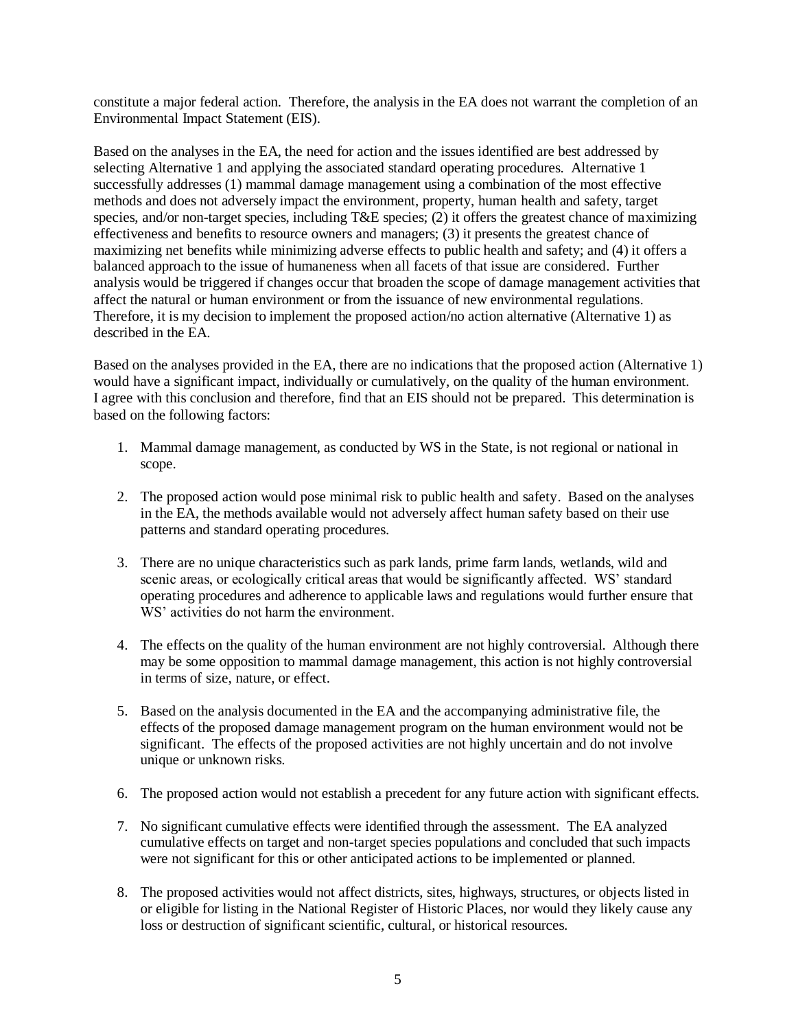constitute a major federal action. Therefore, the analysis in the EA does not warrant the completion of an Environmental Impact Statement (EIS).

Based on the analyses in the EA, the need for action and the issues identified are best addressed by selecting Alternative 1 and applying the associated standard operating procedures. Alternative 1 successfully addresses (1) mammal damage management using a combination of the most effective methods and does not adversely impact the environment, property, human health and safety, target species, and/or non-target species, including T&E species; (2) it offers the greatest chance of maximizing effectiveness and benefits to resource owners and managers; (3) it presents the greatest chance of maximizing net benefits while minimizing adverse effects to public health and safety; and (4) it offers a balanced approach to the issue of humaneness when all facets of that issue are considered. Further analysis would be triggered if changes occur that broaden the scope of damage management activities that affect the natural or human environment or from the issuance of new environmental regulations. Therefore, it is my decision to implement the proposed action/no action alternative (Alternative 1) as described in the EA.

Based on the analyses provided in the EA, there are no indications that the proposed action (Alternative 1) would have a significant impact, individually or cumulatively, on the quality of the human environment. I agree with this conclusion and therefore, find that an EIS should not be prepared. This determination is based on the following factors:

1. Mammal damage management, as conducted by WS in the State, is not regional or national in scope.

2. The proposed action would pose minimal risk to public health and safety. Based on the analyses in the EA, the methods available would not adversely affect human safety based on their use patterns and standard operating procedures.

3. There are no unique characteristics such as park lands, prime farm lands, wetlands, wild and scenic areas, or ecologically critical areas that would be significantly affected. WS' standard operating procedures and adherence to applicable laws and regulations would further ensure that WS' activities do not harm the environment.

4. The effects on the quality of the human environment are not highly controversial. Although there may be some opposition to mammal damage management, this action is not highly controversial in terms of size, nature, or effect.

5. Based on the analysis documented in the EA and the accompanying administrative file, the effects of the proposed damage management program on the human environment would not be significant. The effects of the proposed activities are not highly uncertain and do not involve unique or unknown risks.

6. The proposed action would not establish a precedent for any future action with significant effects.

7. No significant cumulative effects were identified through the assessment. The EA analyzed cumulative effects on target and non-target species populations and concluded that such impacts were not significant for this or other anticipated actions to be implemented or planned.

8. The proposed activities would not affect districts, sites, highways, structures, or objects listed in or eligible for listing in the National Register of Historic Places, nor would they likely cause any loss or destruction of significant scientific, cultural, or historical resources.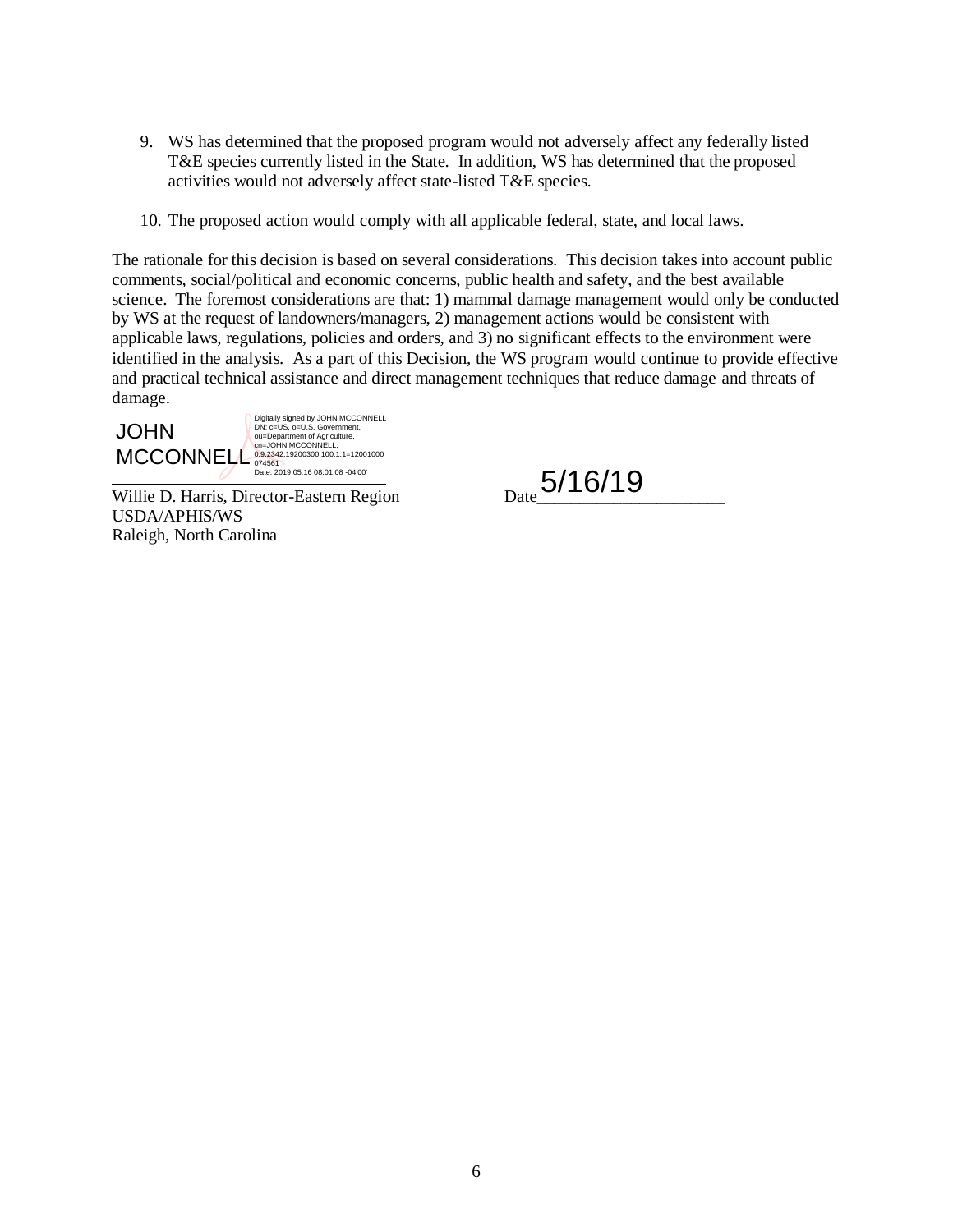9. WS has determined that the proposed program would not adversely affect any federally listed T&E species currently listed in the State. In addition, WS has determined that the proposed activities would not adversely affect state-listed T&E species.

10. The proposed action would comply with all applicable federal, state, and local laws.

The rationale for this decision is based on several considerations. This decision takes into account public comments, social/political and economic concerns, public health and safety, and the best available science. The foremost considerations are that: 1) mammal damage management would only be conducted by WS at the request of landowners/managers, 2) management actions would be consistent with applicable laws, regulations, policies and orders, and 3) no significant effects to the environment were identified in the analysis. As a part of this Decision, the WS program would continue to provide effective and practical technical assistance and direct management techniques that reduce damage and threats of damage.

JOHN MCCONNELL

Digitally signed by JOHN MCCONNELL
DN: c=US, o=U.S. Government, ou=Department of Agriculture, cn=JOHN MCCONNELL, 0.9.2342.19200300.100.1.1=12001000074561
Date: 2019.05.16 08:01:08 -04'00'

Willie D. Harris, Director-Eastern Region
USDA/APHIS/WS
Raleigh, North Carolina

Date 5/16/19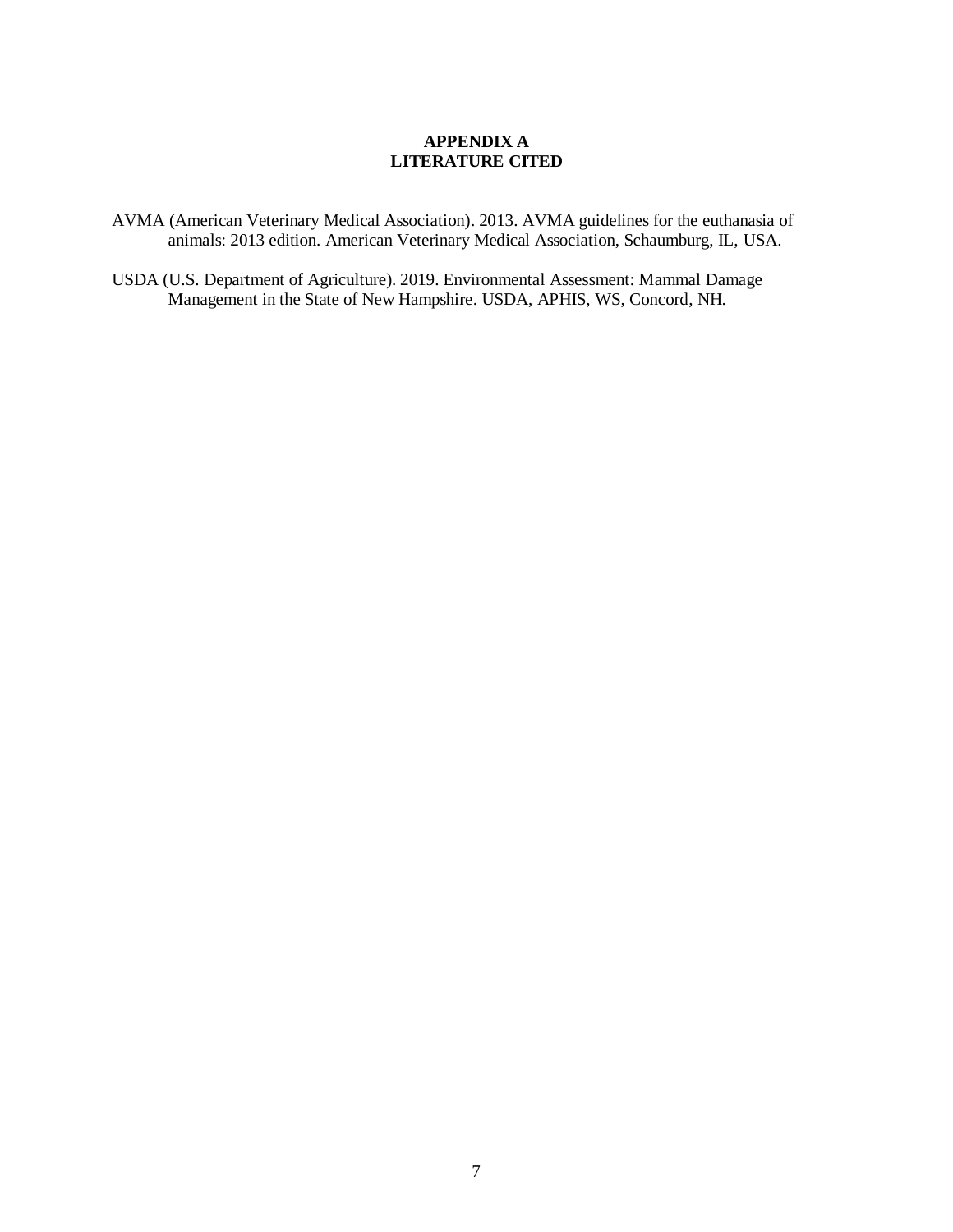# APPENDIX A
# LITERATURE CITED

AVMA (American Veterinary Medical Association). 2013. AVMA guidelines for the euthanasia of animals: 2013 edition. American Veterinary Medical Association, Schaumburg, IL, USA.

USDA (U.S. Department of Agriculture). 2019. Environmental Assessment: Mammal Damage Management in the State of New Hampshire. USDA, APHIS, WS, Concord, NH.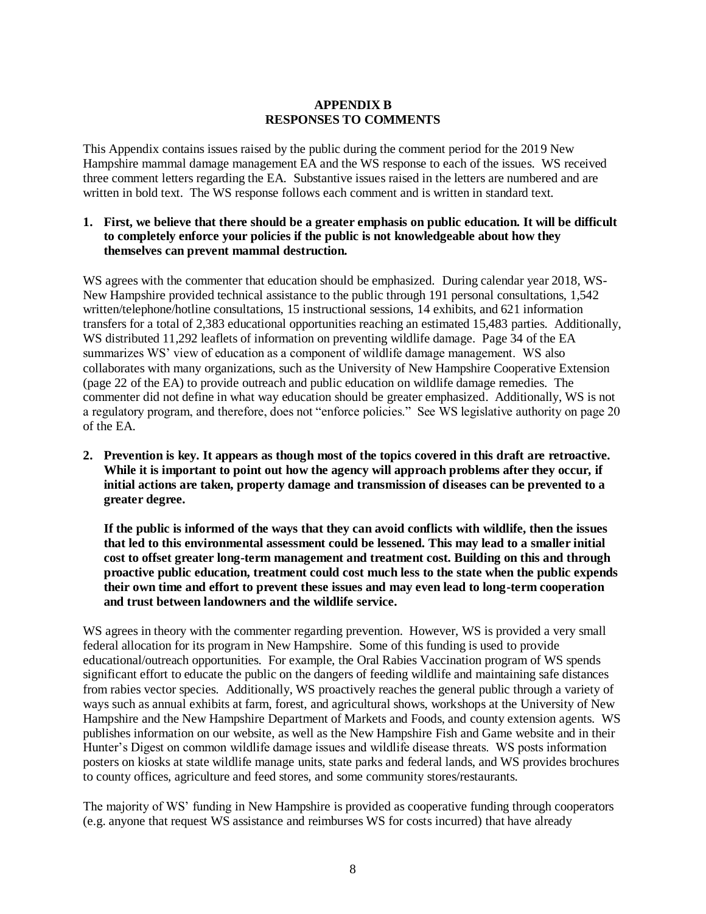# APPENDIX B
# RESPONSES TO COMMENTS

This Appendix contains issues raised by the public during the comment period for the 2019 New Hampshire mammal damage management EA and the WS response to each of the issues. WS received three comment letters regarding the EA. Substantive issues raised in the letters are numbered and are written in bold text. The WS response follows each comment and is written in standard text.

1. **First, we believe that there should be a greater emphasis on public education. It will be difficult to completely enforce your policies if the public is not knowledgeable about how they themselves can prevent mammal destruction.**

WS agrees with the commenter that education should be emphasized. During calendar year 2018, WS-New Hampshire provided technical assistance to the public through 191 personal consultations, 1,542 written/telephone/hotline consultations, 15 instructional sessions, 14 exhibits, and 621 information transfers for a total of 2,383 educational opportunities reaching an estimated 15,483 parties. Additionally, WS distributed 11,292 leaflets of information on preventing wildlife damage. Page 34 of the EA summarizes WS' view of education as a component of wildlife damage management. WS also collaborates with many organizations, such as the University of New Hampshire Cooperative Extension (page 22 of the EA) to provide outreach and public education on wildlife damage remedies. The commenter did not define in what way education should be greater emphasized. Additionally, WS is not a regulatory program, and therefore, does not "enforce policies." See WS legislative authority on page 20 of the EA.

2. **Prevention is key. It appears as though most of the topics covered in this draft are retroactive. While it is important to point out how the agency will approach problems after they occur, if initial actions are taken, property damage and transmission of diseases can be prevented to a greater degree.**

   **If the public is informed of the ways that they can avoid conflicts with wildlife, then the issues that led to this environmental assessment could be lessened. This may lead to a smaller initial cost to offset greater long-term management and treatment cost. Building on this and through proactive public education, treatment could cost much less to the state when the public expends their own time and effort to prevent these issues and may even lead to long-term cooperation and trust between landowners and the wildlife service.**

WS agrees in theory with the commenter regarding prevention. However, WS is provided a very small federal allocation for its program in New Hampshire. Some of this funding is used to provide educational/outreach opportunities. For example, the Oral Rabies Vaccination program of WS spends significant effort to educate the public on the dangers of feeding wildlife and maintaining safe distances from rabies vector species. Additionally, WS proactively reaches the general public through a variety of ways such as annual exhibits at farm, forest, and agricultural shows, workshops at the University of New Hampshire and the New Hampshire Department of Markets and Foods, and county extension agents. WS publishes information on our website, as well as the New Hampshire Fish and Game website and in their Hunter's Digest on common wildlife damage issues and wildlife disease threats. WS posts information posters on kiosks at state wildlife manage units, state parks and federal lands, and WS provides brochures to county offices, agriculture and feed stores, and some community stores/restaurants.

The majority of WS' funding in New Hampshire is provided as cooperative funding through cooperators (e.g. anyone that request WS assistance and reimburses WS for costs incurred) that have already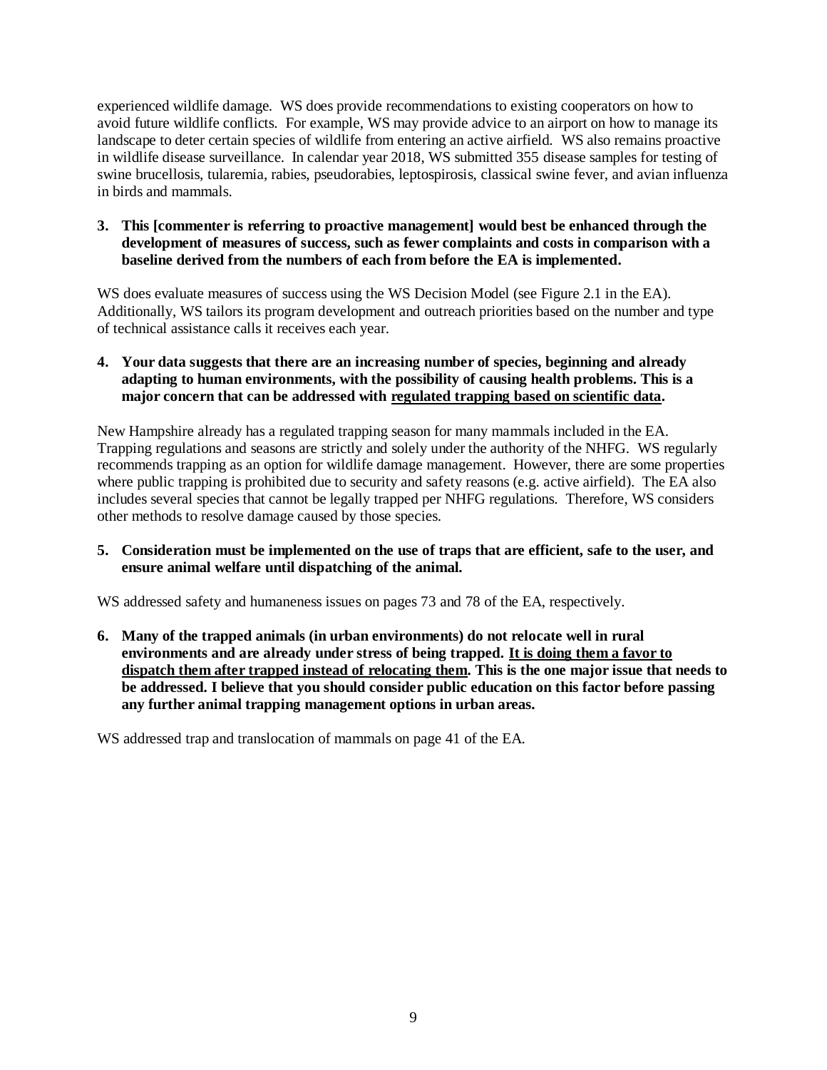experienced wildlife damage. WS does provide recommendations to existing cooperators on how to avoid future wildlife conflicts. For example, WS may provide advice to an airport on how to manage its landscape to deter certain species of wildlife from entering an active airfield. WS also remains proactive in wildlife disease surveillance. In calendar year 2018, WS submitted 355 disease samples for testing of swine brucellosis, tularemia, rabies, pseudorabies, leptospirosis, classical swine fever, and avian influenza in birds and mammals.

3. **This [commenter is referring to proactive management] would best be enhanced through the development of measures of success, such as fewer complaints and costs in comparison with a baseline derived from the numbers of each from before the EA is implemented.**

WS does evaluate measures of success using the WS Decision Model (see Figure 2.1 in the EA). Additionally, WS tailors its program development and outreach priorities based on the number and type of technical assistance calls it receives each year.

4. **Your data suggests that there are an increasing number of species, beginning and already adapting to human environments, with the possibility of causing health problems. This is a major concern that can be addressed with <u>regulated trapping based on scientific data</u>.**

New Hampshire already has a regulated trapping season for many mammals included in the EA. Trapping regulations and seasons are strictly and solely under the authority of the NHFG. WS regularly recommends trapping as an option for wildlife damage management. However, there are some properties where public trapping is prohibited due to security and safety reasons (e.g. active airfield). The EA also includes several species that cannot be legally trapped per NHFG regulations. Therefore, WS considers other methods to resolve damage caused by those species.

5. **Consideration must be implemented on the use of traps that are efficient, safe to the user, and ensure animal welfare until dispatching of the animal.**

WS addressed safety and humaneness issues on pages 73 and 78 of the EA, respectively.

6. **Many of the trapped animals (in urban environments) do not relocate well in rural environments and are already under stress of being trapped. <u>It is doing them a favor to dispatch them after trapped instead of relocating them</u>. This is the one major issue that needs to be addressed. I believe that you should consider public education on this factor before passing any further animal trapping management options in urban areas.**

WS addressed trap and translocation of mammals on page 41 of the EA.